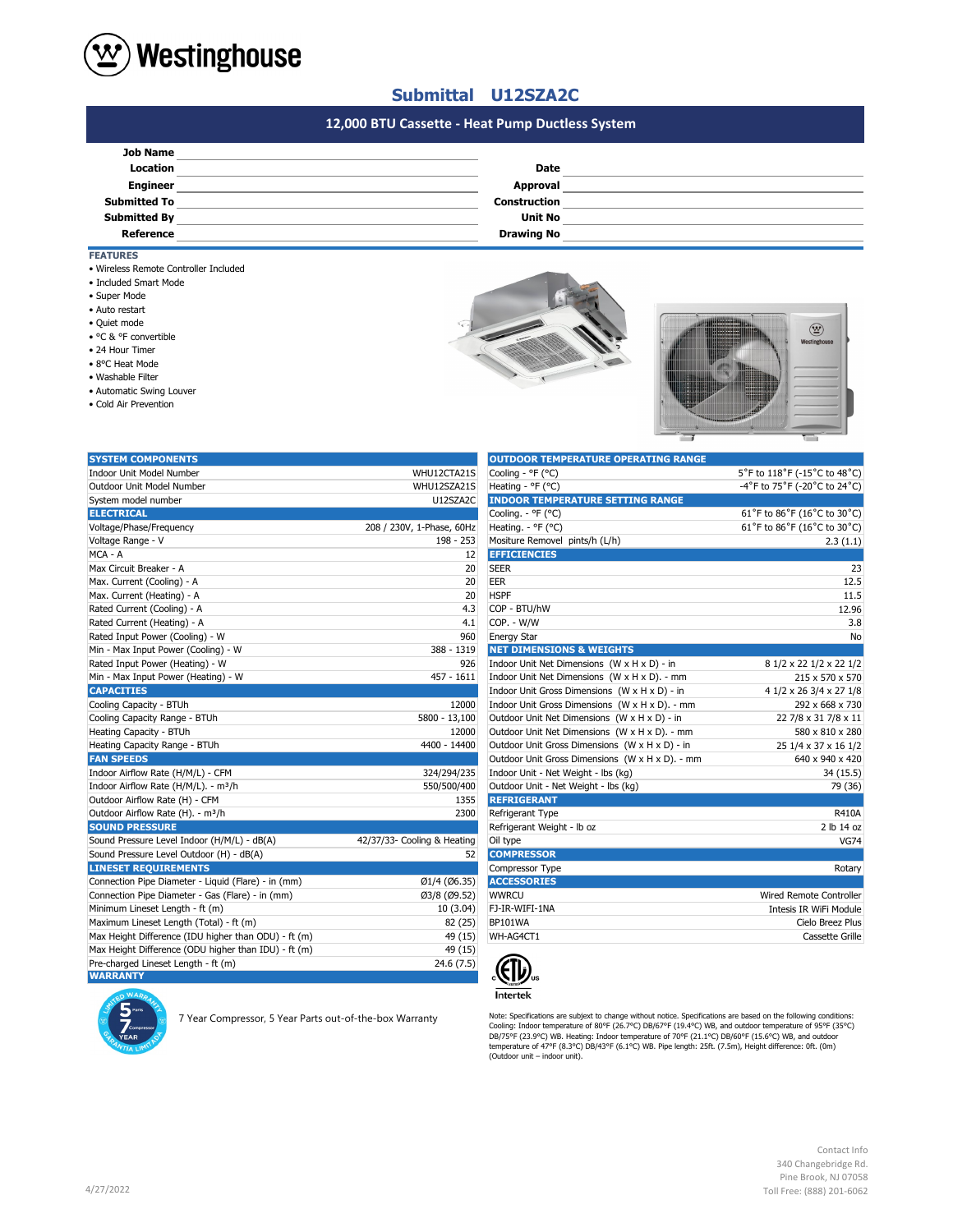# Westinghouse

## Submittal U12SZA2C

### 12,000 BTU Cassette - Heat Pump Ductless System

| | | | |
|---|---|---|---|
| **Job Name** | | | |
| **Location** | | **Date** | |
| **Engineer** | | **Approval** | |
| **Submitted To** | | **Construction** | |
| **Submitted By** | | **Unit No** | |
| **Reference** | | **Drawing No** | |

**FEATURES**

- Wireless Remote Controller Included
- Included Smart Mode
- Super Mode
- Auto restart
- Quiet mode
- °C & °F convertible
- 24 Hour Timer
- 8°C Heat Mode
- Washable Filter
- Automatic Swing Louver
- Cold Air Prevention

| **SYSTEM COMPONENTS** | |
|---|---|
| Indoor Unit Model Number | WHU12CTA21S |
| Outdoor Unit Model Number | WHU12SZA21S |
| System model number | U12SZA2C |
| **ELECTRICAL** | |
| Voltage/Phase/Frequency | 208 / 230V, 1-Phase, 60Hz |
| Voltage Range - V | 198 - 253 |
| MCA - A | 12 |
| Max Circuit Breaker - A | 20 |
| Max. Current (Cooling) - A | 20 |
| Max. Current (Heating) - A | 20 |
| Rated Current (Cooling) - A | 4.3 |
| Rated Current (Heating) - A | 4.1 |
| Rated Input Power (Cooling) - W | 960 |
| Min - Max Input Power (Cooling) - W | 388 - 1319 |
| Rated Input Power (Heating) - W | 926 |
| Min - Max Input Power (Heating) - W | 457 - 1611 |
| **CAPACITIES** | |
| Cooling Capacity - BTUh | 12000 |
| Cooling Capacity Range - BTUh | 5800 - 13,100 |
| Heating Capacity - BTUh | 12000 |
| Heating Capacity Range - BTUh | 4400 - 14400 |
| **FAN SPEEDS** | |
| Indoor Airflow Rate (H/M/L) - CFM | 324/294/235 |
| Indoor Airflow Rate (H/M/L). - m³/h | 550/500/400 |
| Outdoor Airflow Rate (H) - CFM | 1355 |
| Outdoor Airflow Rate (H). - m³/h | 2300 |
| **SOUND PRESSURE** | |
| Sound Pressure Level Indoor (H/M/L) - dB(A) | 42/37/33- Cooling & Heating |
| Sound Pressure Level Outdoor (H) - dB(A) | 52 |
| **LINESET REQUIREMENTS** | |
| Connection Pipe Diameter - Liquid (Flare) - in (mm) | Ø1/4 (Ø6.35) |
| Connection Pipe Diameter - Gas (Flare) - in (mm) | Ø3/8 (Ø9.52) |
| Minimum Lineset Length - ft (m) | 10 (3.04) |
| Maximum Lineset Length (Total) - ft (m) | 82 (25) |
| Max Height Difference (IDU higher than ODU) - ft (m) | 49 (15) |
| Max Height Difference (ODU higher than IDU) - ft (m) | 49 (15) |
| Pre-charged Lineset Length - ft (m) | 24.6 (7.5) |
| **WARRANTY** | |

7 Year Compressor, 5 Year Parts out-of-the-box Warranty

| **OUTDOOR TEMPERATURE OPERATING RANGE** | |
|---|---|
| Cooling - °F (°C) | 5°F to 118°F (-15°C to 48°C) |
| Heating - °F (°C) | -4°F to 75°F (-20°C to 24°C) |
| **INDOOR TEMPERATURE SETTING RANGE** | |
| Cooling. - °F (°C) | 61°F to 86°F (16°C to 30°C) |
| Heating. - °F (°C) | 61°F to 86°F (16°C to 30°C) |
| Mositure Removel pints/h (L/h) | 2.3 (1.1) |
| **EFFICIENCIES** | |
| SEER | 23 |
| EER | 12.5 |
| HSPF | 11.5 |
| COP - BTU/hW | 12.96 |
| COP. - W/W | 3.8 |
| Energy Star | No |
| **NET DIMENSIONS & WEIGHTS** | |
| Indoor Unit Net Dimensions (W x H x D) - in | 8 1/2 x 22 1/2 x 22 1/2 |
| Indoor Unit Net Dimensions (W x H x D). - mm | 215 x 570 x 570 |
| Indoor Unit Gross Dimensions (W x H x D) - in | 4 1/2 x 26 3/4 x 27 1/8 |
| Indoor Unit Gross Dimensions (W x H x D). - mm | 292 x 668 x 730 |
| Outdoor Unit Net Dimensions (W x H x D) - in | 22 7/8 x 31 7/8 x 11 |
| Outdoor Unit Net Dimensions (W x H x D). - mm | 580 x 810 x 280 |
| Outdoor Unit Gross Dimensions (W x H x D) - in | 25 1/4 x 37 x 16 1/2 |
| Outdoor Unit Gross Dimensions (W x H x D). - mm | 640 x 940 x 420 |
| Indoor Unit - Net Weight - lbs (kg) | 34 (15.5) |
| Outdoor Unit - Net Weight - lbs (kg) | 79 (36) |
| **REFRIGERANT** | |
| Refrigerant Type | R410A |
| Refrigerant Weight - lb oz | 2 lb 14 oz |
| Oil type | VG74 |
| **COMPRESSOR** | |
| Compressor Type | Rotary |
| **ACCESSORIES** | |
| WWRCU | Wired Remote Controller |
| FJ-IR-WIFI-1NA | Intesis IR WiFi Module |
| BP101WA | Cielo Breez Plus |
| WH-AG4CT1 | Cassette Grille |

Intertek

Note: Specifications are subject to change without notice. Specifications are based on the following conditions: Cooling: Indoor temperature of 80°F (26.7°C) DB/67°F (19.4°C) WB, and outdoor temperature of 95°F (35°C) DB/75°F (23.9°C) WB. Heating: Indoor temperature of 70°F (21.1°C) DB/60°F (15.6°C) WB, and outdoor temperature of 47°F (8.3°C) DB/43°F (6.1°C) WB. Pipe length: 25ft. (7.5m), Height difference: 0ft. (0m) (Outdoor unit – indoor unit).

4/27/2022

Contact Info
340 Changebridge Rd.
Pine Brook, NJ 07058
Toll Free: (888) 201-6062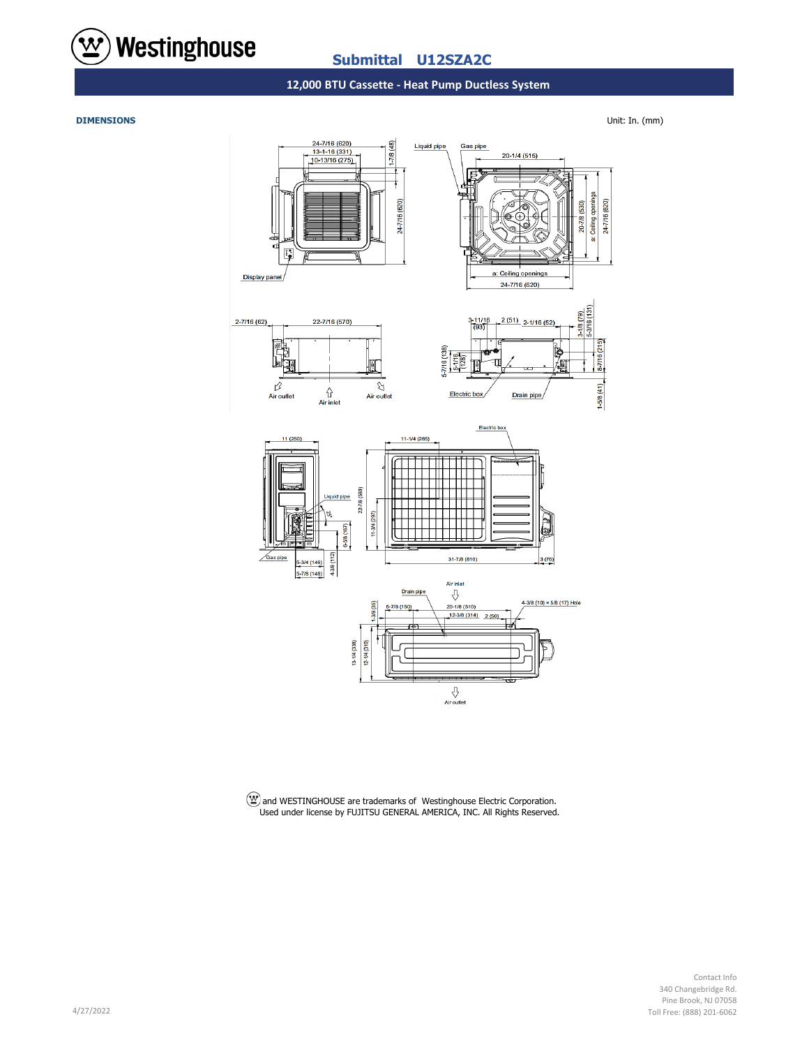# Submittal U12SZA2C

## 12,000 BTU Cassette - Heat Pump Ductless System

**DIMENSIONS**

Unit: In. (mm)

24-7/16 (620)
13-1-16 (331)
10-13/16 (275)
1-7/8 (48)
24-7/16 (620)
Display panel
Liquid pipe
Gas pipe
20-1/4 (515)
20-7/8 (530)
a: Ceiling openings
24-7/16 (620)
a: Ceiling openings
24-7/16 (620)

2-7/16 (62)
22-7/16 (570)
Air outlet
Air inlet
Air outlet

3-11/16 (93)
2 (51)
2-1/16 (52)
3-1/8 (79)
5-3/16 (131)
5-7/16 (138)
5-1/16 (128)
8-7/16 (215)
1-5/8 (41)
Electric box
Drain pipe

11 (250)
Liquid pipe
Gas pipe
6-5/8 (167)
5-3/4 (146)
5-7/8 (148)
4-3/8 (112)
11-1/4 (285)
Electric box
22-7/8 (580)
11-3/4 (297)
31-7/8 (810)
3 (76)

Air inlet
Drain pipe
5-7/8 (150)
20-1/8 (510)
12-3/8 (314)
2 (50)
4-3/8 (10) × 5/8 (17) Hole
1-3/8 (35)
13-1/4 (338)
12-1/4 (310)
Air outlet

and WESTINGHOUSE are trademarks of Westinghouse Electric Corporation.
Used under license by FUJITSU GENERAL AMERICA, INC. All Rights Reserved.

4/27/2022

Contact Info
340 Changebridge Rd.
Pine Brook, NJ 07058
Toll Free: (888) 201-6062